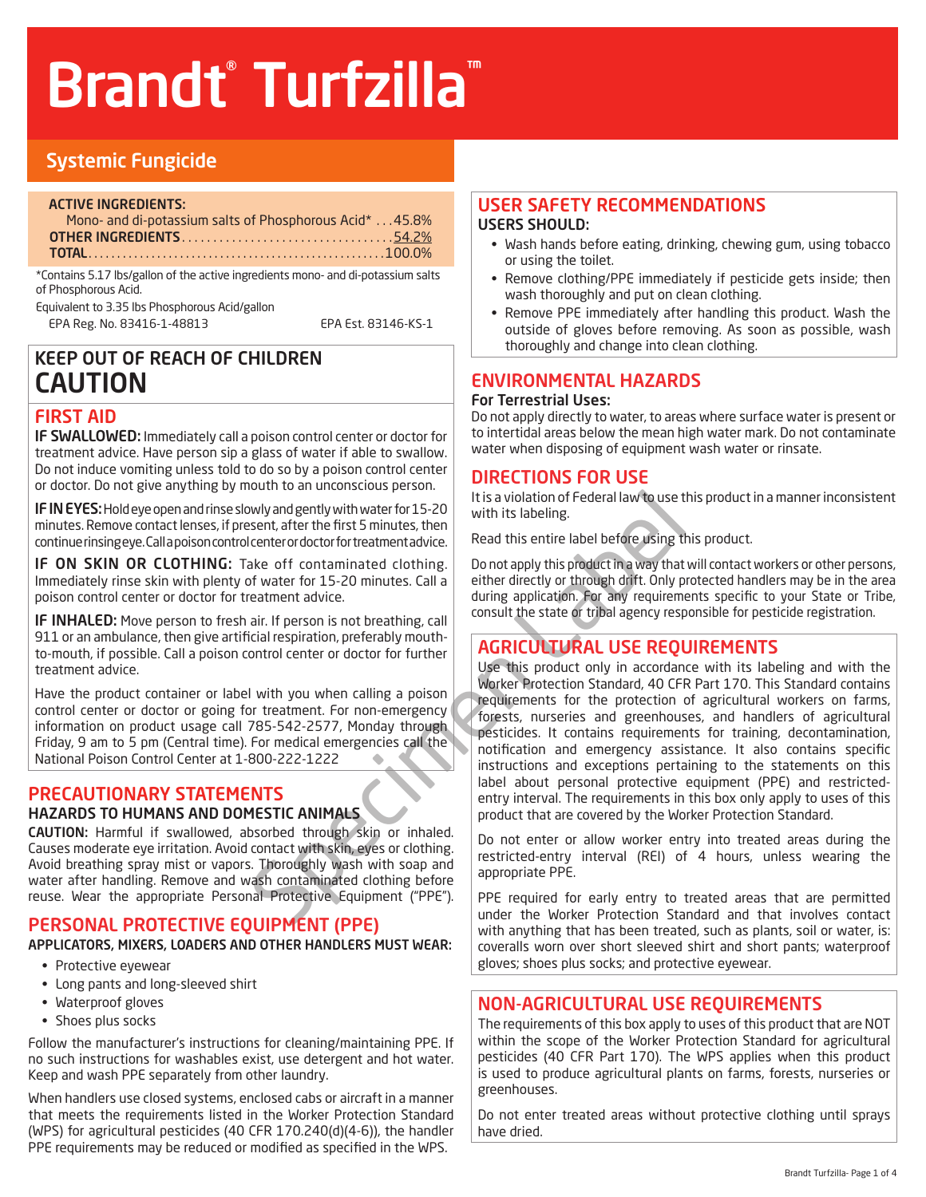# Brandt® Turfzilla™

## Systemic Fungicide

| ACTIVE INGREDIENTS: | |
|---|---|
| Mono- and di-potassium salts of Phosphorous Acid* | 45.8% |
| **OTHER INGREDIENTS** | 54.2% |
| **TOTAL** | 100.0% |

*Contains 5.17 lbs/gallon of the active ingredients mono- and di-potassium salts of Phosphorous Acid.

Equivalent to 3.35 lbs Phosphorous Acid/gallon

EPA Reg. No. 83416-1-48813 EPA Est. 83146-KS-1

## KEEP OUT OF REACH OF CHILDREN
# CAUTION

## FIRST AID

**IF SWALLOWED:** Immediately call a poison control center or doctor for treatment advice. Have person sip a glass of water if able to swallow. Do not induce vomiting unless told to do so by a poison control center or doctor. Do not give anything by mouth to an unconscious person.

**IF IN EYES:** Hold eye open and rinse slowly and gently with water for 15-20 minutes. Remove contact lenses, if present, after the first 5 minutes, then continue rinsing eye. Call a poison control center or doctor for treatment advice.

**IF ON SKIN OR CLOTHING:** Take off contaminated clothing. Immediately rinse skin with plenty of water for 15-20 minutes. Call a poison control center or doctor for treatment advice.

**IF INHALED:** Move person to fresh air. If person is not breathing, call 911 or an ambulance, then give artificial respiration, preferably mouth-to-mouth, if possible. Call a poison control center or doctor for further treatment advice.

Have the product container or label with you when calling a poison control center or doctor or going for treatment. For non-emergency information on product usage call 785-542-2577, Monday through Friday, 9 am to 5 pm (Central time). For medical emergencies call the National Poison Control Center at 1-800-222-1222

## PRECAUTIONARY STATEMENTS

### HAZARDS TO HUMANS AND DOMESTIC ANIMALS

**CAUTION:** Harmful if swallowed, absorbed through skin or inhaled. Causes moderate eye irritation. Avoid contact with skin, eyes or clothing. Avoid breathing spray mist or vapors. Thoroughly wash with soap and water after handling. Remove and wash contaminated clothing before reuse. Wear the appropriate Personal Protective Equipment ("PPE").

## PERSONAL PROTECTIVE EQUIPMENT (PPE)

**APPLICATORS, MIXERS, LOADERS AND OTHER HANDLERS MUST WEAR:**

- Protective eyewear
- Long pants and long-sleeved shirt
- Waterproof gloves
- Shoes plus socks

Follow the manufacturer's instructions for cleaning/maintaining PPE. If no such instructions for washables exist, use detergent and hot water. Keep and wash PPE separately from other laundry.

When handlers use closed systems, enclosed cabs or aircraft in a manner that meets the requirements listed in the Worker Protection Standard (WPS) for agricultural pesticides (40 CFR 170.240(d)(4-6)), the handler PPE requirements may be reduced or modified as specified in the WPS.

## USER SAFETY RECOMMENDATIONS

**USERS SHOULD:**

- Wash hands before eating, drinking, chewing gum, using tobacco or using the toilet.
- Remove clothing/PPE immediately if pesticide gets inside; then wash thoroughly and put on clean clothing.
- Remove PPE immediately after handling this product. Wash the outside of gloves before removing. As soon as possible, wash thoroughly and change into clean clothing.

## ENVIRONMENTAL HAZARDS

**For Terrestrial Uses:**

Do not apply directly to water, to areas where surface water is present or to intertidal areas below the mean high water mark. Do not contaminate water when disposing of equipment wash water or rinsate.

## DIRECTIONS FOR USE

It is a violation of Federal law to use this product in a manner inconsistent with its labeling.

Read this entire label before using this product.

Do not apply this product in a way that will contact workers or other persons, either directly or through drift. Only protected handlers may be in the area during application. For any requirements specific to your State or Tribe, consult the state or tribal agency responsible for pesticide registration.

## AGRICULTURAL USE REQUIREMENTS

Use this product only in accordance with its labeling and with the Worker Protection Standard, 40 CFR Part 170. This Standard contains requirements for the protection of agricultural workers on farms, forests, nurseries and greenhouses, and handlers of agricultural pesticides. It contains requirements for training, decontamination, notification and emergency assistance. It also contains specific instructions and exceptions pertaining to the statements on this label about personal protective equipment (PPE) and restricted-entry interval. The requirements in this box only apply to uses of this product that are covered by the Worker Protection Standard.

Do not enter or allow worker entry into treated areas during the restricted-entry interval (REI) of 4 hours, unless wearing the appropriate PPE.

PPE required for early entry to treated areas that are permitted under the Worker Protection Standard and that involves contact with anything that has been treated, such as plants, soil or water, is: coveralls worn over short sleeved shirt and short pants; waterproof gloves; shoes plus socks; and protective eyewear.

## NON-AGRICULTURAL USE REQUIREMENTS

The requirements of this box apply to uses of this product that are NOT within the scope of the Worker Protection Standard for agricultural pesticides (40 CFR Part 170). The WPS applies when this product is used to produce agricultural plants on farms, forests, nurseries or greenhouses.

Do not enter treated areas without protective clothing until sprays have dried.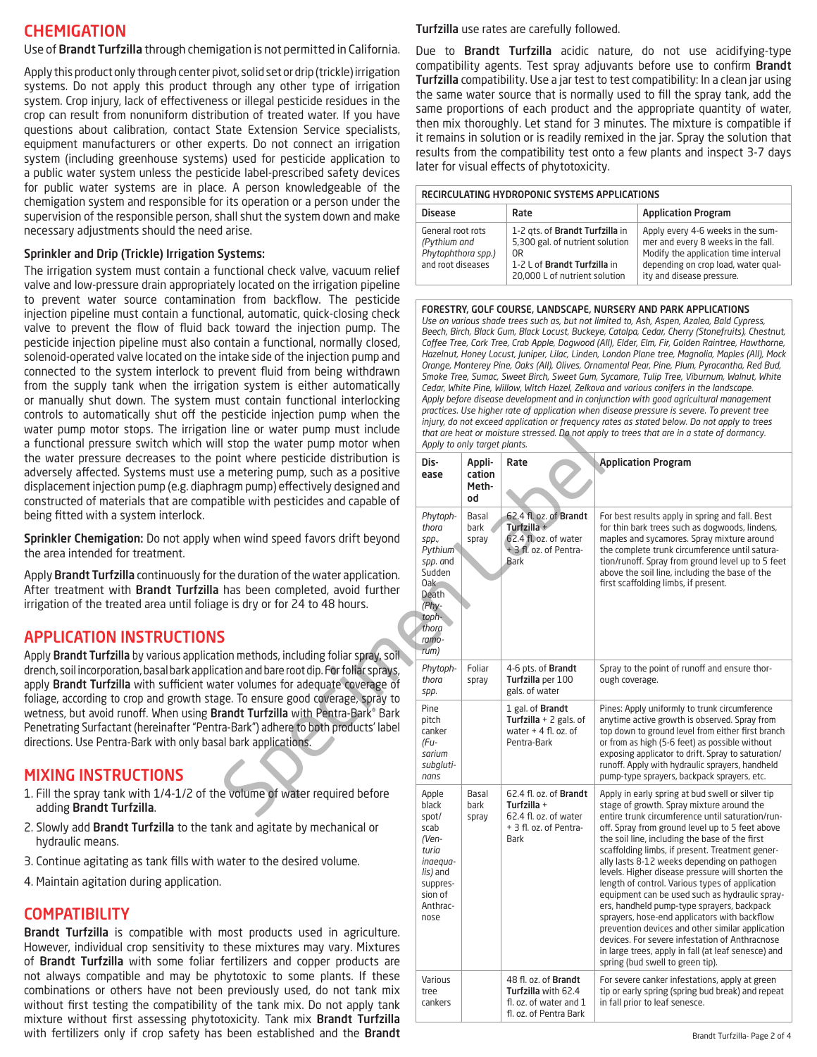## CHEMIGATION

Use of **Brandt Turfzilla** through chemigation is not permitted in California.

Apply this product only through center pivot, solid set or drip (trickle) irrigation systems. Do not apply this product through any other type of irrigation system. Crop injury, lack of effectiveness or illegal pesticide residues in the crop can result from nonuniform distribution of treated water. If you have questions about calibration, contact State Extension Service specialists, equipment manufacturers or other experts. Do not connect an irrigation system (including greenhouse systems) used for pesticide application to a public water system unless the pesticide label-prescribed safety devices for public water systems are in place. A person knowledgeable of the chemigation system and responsible for its operation or a person under the supervision of the responsible person, shall shut the system down and make necessary adjustments should the need arise.

### Sprinkler and Drip (Trickle) Irrigation Systems:

The irrigation system must contain a functional check valve, vacuum relief valve and low-pressure drain appropriately located on the irrigation pipeline to prevent water source contamination from backflow. The pesticide injection pipeline must contain a functional, automatic, quick-closing check valve to prevent the flow of fluid back toward the injection pump. The pesticide injection pipeline must also contain a functional, normally closed, solenoid-operated valve located on the intake side of the injection pump and connected to the system interlock to prevent fluid from being withdrawn from the supply tank when the irrigation system is either automatically or manually shut down. The system must contain functional interlocking controls to automatically shut off the pesticide injection pump when the water pump motor stops. The irrigation line or water pump must include a functional pressure switch which will stop the water pump motor when the water pressure decreases to the point where pesticide distribution is adversely affected. Systems must use a metering pump, such as a positive displacement injection pump (e.g. diaphragm pump) effectively designed and constructed of materials that are compatible with pesticides and capable of being fitted with a system interlock.

**Sprinkler Chemigation:** Do not apply when wind speed favors drift beyond the area intended for treatment.

Apply **Brandt Turfzilla** continuously for the duration of the water application. After treatment with **Brandt Turfzilla** has been completed, avoid further irrigation of the treated area until foliage is dry or for 24 to 48 hours.

## APPLICATION INSTRUCTIONS

Apply **Brandt Turfzilla** by various application methods, including foliar spray, soil drench, soil incorporation, basal bark application and bare root dip. For foliar sprays, apply **Brandt Turfzilla** with sufficient water volumes for adequate coverage of foliage, according to crop and growth stage. To ensure good coverage, spray to wetness, but avoid runoff. When using **Brandt Turfzilla** with Pentra-Bark® Bark Penetrating Surfactant (hereinafter "Pentra-Bark") adhere to both products' label directions. Use Pentra-Bark with only basal bark applications.

## MIXING INSTRUCTIONS

1. Fill the spray tank with 1/4-1/2 of the volume of water required before adding **Brandt Turfzilla**.
2. Slowly add **Brandt Turfzilla** to the tank and agitate by mechanical or hydraulic means.
3. Continue agitating as tank fills with water to the desired volume.
4. Maintain agitation during application.

## COMPATIBILITY

**Brandt Turfzilla** is compatible with most products used in agriculture. However, individual crop sensitivity to these mixtures may vary. Mixtures of **Brandt Turfzilla** with some foliar fertilizers and copper products are not always compatible and may be phytotoxic to some plants. If these combinations or others have not been previously used, do not tank mix without first testing the compatibility of the tank mix. Do not apply tank mixture without first assessing phytotoxicity. Tank mix **Brandt Turfzilla** with fertilizers only if crop safety has been established and the **Brandt Turfzilla** use rates are carefully followed.

Due to **Brandt Turfzilla** acidic nature, do not use acidifying-type compatibility agents. Test spray adjuvants before use to confirm **Brandt Turfzilla** compatibility. Use a jar test to test compatibility: In a clean jar using the same water source that is normally used to fill the spray tank, add the same proportions of each product and the appropriate quantity of water, then mix thoroughly. Let stand for 3 minutes. The mixture is compatible if it remains in solution or is readily remixed in the jar. Spray the solution that results from the compatibility test onto a few plants and inspect 3-7 days later for visual effects of phytotoxicity.

**RECIRCULATING HYDROPONIC SYSTEMS APPLICATIONS**

| Disease | Rate | Application Program |
|---|---|---|
| General root rots (*Pythium and Phytophthora spp.*) and root diseases | 1-2 qts. of **Brandt Turfzilla** in 5,300 gal. of nutrient solution OR 1-2 L of **Brandt Turfzilla** in 20,000 L of nutrient solution | Apply every 4-6 weeks in the summer and every 8 weeks in the fall. Modify the application time interval depending on crop load, water quality and disease pressure. |

**FORESTRY, GOLF COURSE, LANDSCAPE, NURSERY AND PARK APPLICATIONS**

*Use on various shade trees such as, but not limited to, Ash, Aspen, Azalea, Bald Cypress, Beech, Birch, Black Gum, Black Locust, Buckeye, Catalpa, Cedar, Cherry (Stonefruits), Chestnut, Coffee Tree, Cork Tree, Crab Apple, Dogwood (All), Elder, Elm, Fir, Golden Raintree, Hawthorne, Hazelnut, Honey Locust, Juniper, Lilac, Linden, London Plane tree, Magnolia, Maples (All), Mock Orange, Monterey Pine, Oaks (All), Olives, Ornamental Pear, Pine, Plum, Pyracantha, Red Bud, Smoke Tree, Sumac, Sweet Birch, Sweet Gum, Sycamore, Tulip Tree, Viburnum, Walnut, White Cedar, White Pine, Willow, Witch Hazel, Zelkova and various conifers in the landscape.*
*Apply before disease development and in conjunction with good agricultural management practices. Use higher rate of application when disease pressure is severe. To prevent tree injury, do not exceed application or frequency rates as stated below. Do not apply to trees that are heat or moisture stressed. Do not apply to trees that are in a state of dormancy. Apply to only target plants.*

| Disease | Application Method | Rate | Application Program |
|---|---|---|---|
| *Phytophthora spp., Pythium spp.* and Sudden Oak Death (*Phytophthora ramorum*) | Basal bark spray | 62.4 fl. oz. of **Brandt Turfzilla** + 62.4 fl. oz. of water + 3 fl. oz. of Pentra-Bark | For best results apply in spring and fall. Best for thin bark trees such as dogwoods, lindens, maples and sycamores. Spray mixture around the complete trunk circumference until saturation/runoff. Spray from ground level up to 5 feet above the soil line, including the base of the first scaffolding limbs, if present. |
| *Phytophthora spp.* | Foliar spray | 4-6 pts. of **Brandt Turfzilla** per 100 gals. of water | Spray to the point of runoff and ensure thorough coverage. |
| Pine pitch canker (*Fusarium subglutinans*) | | 1 gal. of **Brandt Turfzilla** + 2 gals. of water + 4 fl. oz. of Pentra-Bark | Pines: Apply uniformly to trunk circumference anytime active growth is observed. Spray from top down to ground level from either first branch or from as high (5-6 feet) as possible without exposing applicator to drift. Spray to saturation/runoff. Apply with hydraulic sprayers, handheld pump-type sprayers, backpack sprayers, etc. |
| Apple black spot/scab (*Venturia inaequalis*) and suppression of Anthracnose | Basal bark spray | 62.4 fl. oz. of **Brandt Turfzilla** + 62.4 fl. oz. of water + 3 fl. oz. of Pentra-Bark | Apply in early spring at bud swell or silver tip stage of growth. Spray mixture around the entire trunk circumference until saturation/runoff. Spray from ground level up to 5 feet above the soil line, including the base of the first scaffolding limbs, if present. Treatment generally lasts 8-12 weeks depending on pathogen levels. Higher disease pressure will shorten the length of control. Various types of application equipment can be used such as hydraulic sprayers, handheld pump-type sprayers, backpack sprayers, hose-end applicators with backflow prevention devices. For severe infestation of Anthracnose in large trees, apply in fall (at leaf senesce) and spring (bud swell to green tip). |
| Various tree cankers | | 48 fl. oz. of **Brandt Turfzilla** with 62.4 fl. oz. of water and 1 fl. oz. of Pentra Bark | For severe canker infestations, apply at green tip or early spring (spring bud break) and repeat in fall prior to leaf senesce. |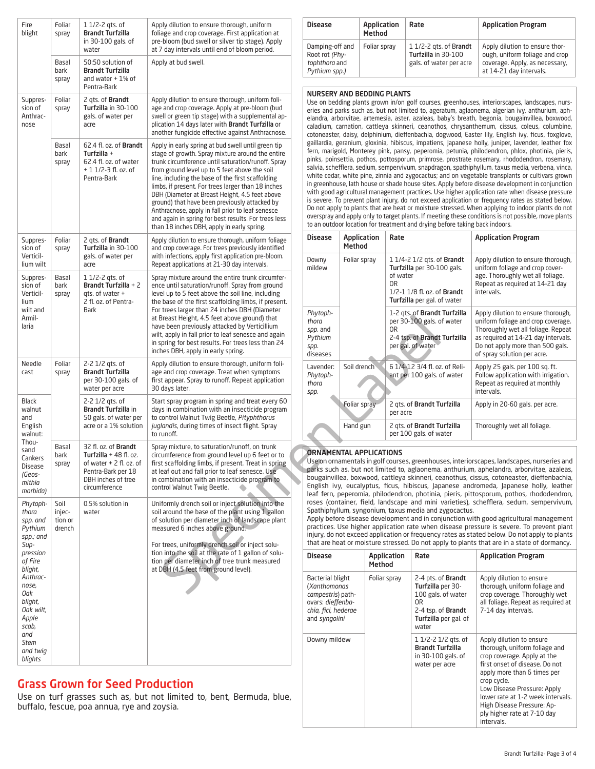| | | | |
|---|---|---|---|
| Fire blight | Foliar spray | 1 1/2-2 qts. of **Brandt Turfzilla** in 30-100 gals. of water | Apply dilution to ensure thorough, uniform foliage and crop coverage. First application at pre-bloom (bud swell or silver tip stage). Apply at 7 day intervals until end of bloom period. |
| | Basal bark spray | 50:50 solution of **Brandt Turfzilla** and water + 1% of Pentra-Bark | Apply at bud swell. |
| Suppression of Anthracnose | Foliar spray | 2 qts. of **Brandt Turfzilla** in 30-100 gals. of water per acre | Apply dilution to ensure thorough, uniform foliage and crop coverage. Apply at pre-bloom (bud swell or green tip stage) with a supplemental application 14 days later with **Brandt Turfzilla** or another fungicide effective against Anthracnose. |
| | Basal bark spray | 62.4 fl. oz. of **Brandt Turfzilla** + 62.4 fl. oz. of water + 1 1/2-3 fl. oz. of Pentra-Bark | Apply in early spring at bud swell until green tip stage of growth. Spray mixture around the entire trunk circumference until saturation/runoff. Spray from ground level up to 5 feet above the soil line, including the base of the first scaffolding limbs, if present. For trees larger than 18 inches DBH (Diameter at Breast Height, 4.5 feet above ground) that have been previously attacked by Anthracnose, apply in fall prior to leaf senesce and again in spring for best results. For trees less than 18 inches DBH, apply in early spring. |
| Suppression of Verticillium wilt | Foliar spray | 2 qts. of **Brandt Turfzilla** in 30-100 gals. of water per acre | Apply dilution to ensure thorough, uniform foliage and crop coverage. For trees previously identified with infections, apply first application pre-bloom. Repeat applications at 21-30 day intervals. |
| Suppression of Verticillium wilt and Armillaria | Basal bark spray | 1 1/2-2 qts. of **Brandt Turfzilla** + 2 qts. of water + 2 fl. oz. of Pentra-Bark | Spray mixture around the entire trunk circumference until saturation/runoff. Spray from ground level up to 5 feet above the soil line, including the base of the first scaffolding limbs, if present. For trees larger than 24 inches DBH (Diameter at Breast Height, 4.5 feet above ground) that have been previously attacked by Verticillium wilt, apply in fall prior to leaf senesce and again in spring for best results. For trees less than 24 inches DBH, apply in early spring. |
| Needle cast | Foliar spray | 2-2 1/2 qts. of **Brandt Turfzilla** per 30-100 gals. of water per acre | Apply dilution to ensure thorough, uniform foliage and crop coverage. Treat when symptoms first appear. Spray to runoff. Repeat application 30 days later. |
| Black walnut and English walnut: Thousand Cankers Disease (*Geosmithia morbida*) | | 2-2 1/2 qts. of **Brandt Turfzilla** in 50 gals. of water per acre or a 1% solution | Start spray program in spring and treat every 60 days in combination with an insecticide program to control Walnut Twig Beetle, *Pityphthorus juglandis*, during times of insect flight. Spray to runoff. |
| | Basal bark spray | 32 fl. oz. of **Brandt Turfzilla** + 48 fl. oz. of water + 2 fl. oz. of Pentra-Bark per 18 DBH inches of tree trunk circumference | Spray mixture, to saturation/runoff, on trunk circumference from ground level up 6 feet or to first scaffolding limbs, if present. Treat in spring at leaf out and fall prior to leaf senesce. Use in combination with an insecticide program to control Walnut Twig Beetle. |
| *Phytophthora spp. and Pythium spp.; and Suppression of Fire blight, Anthracnose, Oak blight, Oak wilt, Apple scab, and Stem and twig blights* | Soil injection or drench | 0.5% solution in water | Uniformly drench soil or inject solution into the soil around the base of the plant using 1 gallon of solution per diameter inch of landscape plant measured 6 inches above ground.<br><br>For trees, uniformly drench soil or inject solution into the soil at the rate of 1 gallon of solution per diameter inch of tree trunk measured at DBH (4.5 feet from ground level). |

## Grass Grown for Seed Production

Use on turf grasses such as, but not limited to, bent, Bermuda, blue, buffalo, fescue, poa annua, rye and zoysia.

| Disease | Application Method | Rate | Application Program |
|---|---|---|---|
| Damping-off and Root rot (*Phytophthora* and *Pythium spp.*) | Foliar spray | 1 1/2-2 qts. of **Brandt Turfzilla** in 30-100 gals. of water per acre | Apply dilution to ensure thorough, uniform foliage and crop coverage. Apply, as necessary, at 14-21 day intervals. |

### NURSERY AND BEDDING PLANTS

Use on bedding plants grown in/on golf courses, greenhouses, interiorscapes, landscapes, nurseries and parks such as, but not limited to, ageratum, aglaonema, algerian ivy, anthurium, aphelandra, arborvitae, artemesia, aster, azaleas, baby's breath, begonia, bougainvillea, boxwood, caladium, carnation, cattleya skinneri, ceanothos, chrysanthemum, cissus, coleus, columbine, cotoneaster, daisy, delphinium, dieffenbachia, dogwood, Easter lily, English ivy, ficus, foxglove, gaillardia, geranium, gloxinia, hibiscus, impatiens, Japanese holly, juniper, lavender, leather fox fern, marigold, Monterey pink, pansy, peperomia, petunia, philodendron, phlox, photinia, pieris, pinks, poinsettia, pothos, pottosporum, primrose, prostrate rosemary, rhododendron, rosemary, salvia, schefflera, sedium, sempervivum, snapdragon, spathiphyllum, taxus media, verbena, vinca, white cedar, white pine, zinnia and zygocactus; and on vegetable transplants or cultivars grown in greenhouse, lath house or shade house sites. Apply before disease development in conjunction with good agricultural management practices. Use higher application rate when disease pressure is severe. To prevent plant injury, do not exceed application or frequency rates as stated below. Do not apply to plants that are heat or moisture stressed. When applying to indoor plants do not overspray and apply only to target plants. If meeting these conditions is not possible, move plants to an outdoor location for treatment and drying before taking back indoors.

| Disease | Application Method | Rate | Application Program |
|---|---|---|---|
| Downy mildew | Foliar spray | 1 1/4-2 1/2 qts. of **Brandt Turfzilla** per 30-100 gals. of water<br>OR<br>1/2-1 1/8 fl. oz. of **Brandt Turfzilla** per gal. of water | Apply dilution to ensure thorough, uniform foliage and crop coverage. Thoroughly wet all foliage. Repeat as required at 14-21 day intervals. |
| *Phytophthora spp.* and *Pythium spp.* diseases | | 1-2 qts. of **Brandt Turfzilla** per 30-100 gals. of water<br>OR<br>2-4 tsp. of **Brandt Turfzilla** per gal. of water | Apply dilution to ensure thorough, uniform foliage and crop coverage. Thoroughly wet all foliage. Repeat as required at 14-21 day intervals. Do not apply more than 500 gals. of spray solution per acre. |
| Lavender: *Phytophthora spp.* | Soil drench | 6 1/4-12 3/4 fl. oz. of Reliant per 100 gals. of water | Apply 25 gals. per 100 sq. ft. Follow application with irrigation. Repeat as required at monthly intervals. |
| | Foliar spray | 2 qts. of **Brandt Turfzilla** per acre | Apply in 20-60 gals. per acre. |
| | Hand gun | 2 qts. of **Brandt Turfzilla** per 100 gals. of water | Thoroughly wet all foliage. |

### ORNAMENTAL APPLICATIONS

Use on ornamentals in golf courses, greenhouses, interiorscapes, landscapes, nurseries and parks such as, but not limited to, aglaonema, anthurium, aphelandra, arborvitae, azaleas, bougainvillea, boxwood, cattleya skinneri, ceanothus, cissus, cotoneaster, dieffenbachia, English ivy, eucalyptus, ficus, hibiscus, Japanese andromeda, Japanese holly, leather leaf fern, peperomia, philodendron, photinia, pieris, pittosporum, pothos, rhododendron, roses (container, field, landscape and mini varieties), schefflera, sedum, sempervivum, Spathiphyllum, syngonium, taxus media and zygocactus.

Apply before disease development and in conjunction with good agricultural management practices. Use higher application rate when disease pressure is severe. To prevent plant injury, do not exceed application or frequency rates as stated below. Do not apply to plants that are heat or moisture stressed. Do not apply to plants that are in a state of dormancy.

| Disease | Application Method | Rate | Application Program |
|---|---|---|---|
| Bacterial blight (*Xanthomonas campestris*) pathovars: *dieffenbachia, fici, hederae* and *syngolini* | Foliar spray | 2-4 pts. of **Brandt Turfzilla** per 30-100 gals. of water<br>OR<br>2-4 tsp. of **Brandt Turfzilla** per gal. of water | Apply dilution to ensure thorough, uniform foliage and crop coverage. Thoroughly wet all foliage. Repeat as required at 7-14 day intervals. |
| Downy mildew | | 1 1/2-2 1/2 qts. of **Brandt Turfzilla** in 30-100 gals. of water per acre | Apply dilution to ensure thorough, uniform foliage and crop coverage. Apply at the first onset of disease. Do not apply more than 6 times per crop cycle.<br>Low Disease Pressure: Apply lower rate at 1-2 week intervals.<br>High Disease Pressure: Apply higher rate at 7-10 day intervals. |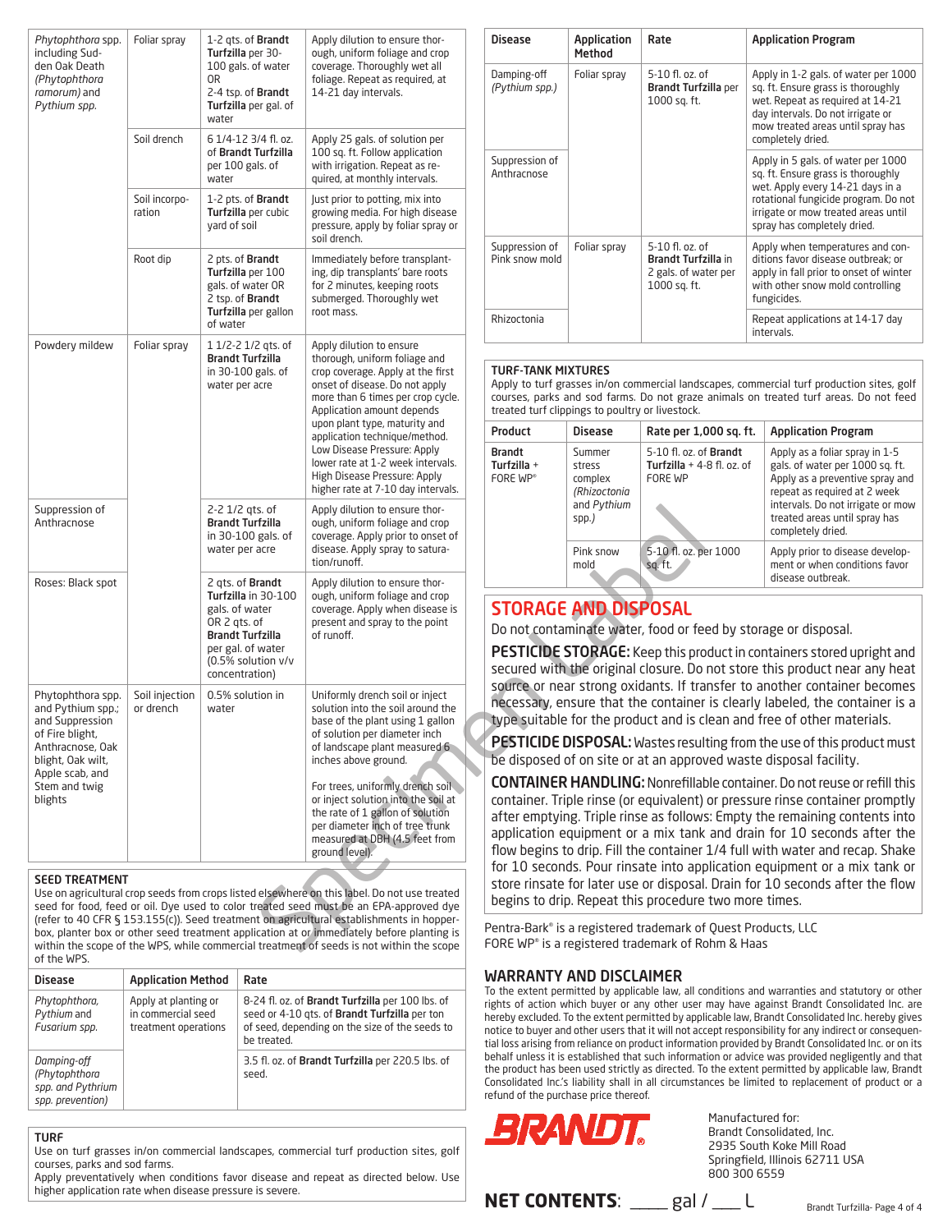| | | | |
|---|---|---|---|
| *Phytophthora* spp. including Sudden Oak Death *(Phytophthora ramorum)* and *Pythium spp.* | Foliar spray | 1-2 qts. of **Brandt Turfzilla** per 30-100 gals. of water OR 2-4 tsp. of **Brandt Turfzilla** per gal. of water | Apply dilution to ensure thorough, uniform foliage and crop coverage. Thoroughly wet all foliage. Repeat as required, at 14-21 day intervals. |
| | Soil drench | 6 1/4-12 3/4 fl. oz. of **Brandt Turfzilla** per 100 gals. of water | Apply 25 gals. of solution per 100 sq. ft. Follow application with irrigation. Repeat as required, at monthly intervals. |
| | Soil incorporation | 1-2 pts. of **Brandt Turfzilla** per cubic yard of soil | Just prior to potting, mix into growing media. For high disease pressure, apply by foliar spray or soil drench. |
| | Root dip | 2 pts. of **Brandt Turfzilla** per 100 gals. of water OR 2 tsp. of **Brandt Turfzilla** per gallon of water | Immediately before transplanting, dip transplants' bare roots for 2 minutes, keeping roots submerged. Thoroughly wet root mass. |
| Powdery mildew | Foliar spray | 1 1/2-2 1/2 qts. of **Brandt Turfzilla** in 30-100 gals. of water per acre | Apply dilution to ensure thorough, uniform foliage and crop coverage. Apply at the first onset of disease. Do not apply more than 6 times per crop cycle. Application amount depends upon plant type, maturity and application technique/method. Low Disease Pressure: Apply lower rate at 1-2 week intervals. High Disease Pressure: Apply higher rate at 7-10 day intervals. |
| Suppression of Anthracnose | | 2-2 1/2 qts. of **Brandt Turfzilla** in 30-100 gals. of water per acre | Apply dilution to ensure thorough, uniform foliage and crop coverage. Apply prior to onset of disease. Apply spray to saturation/runoff. |
| Roses: Black spot | | 2 qts. of **Brandt Turfzilla** in 30-100 gals. of water OR 2 qts. of **Brandt Turfzilla** per gal. of water (0.5% solution v/v concentration) | Apply dilution to ensure thorough, uniform foliage and crop coverage. Apply when disease is present and spray to the point of runoff. |
| Phytophthora spp. and Pythium spp.; and Suppression of Fire blight, Anthracnose, Oak blight, Oak wilt, Apple scab, and Stem and twig blights | Soil injection or drench | 0.5% solution in water | Uniformly drench soil or inject solution into the soil around the base of the plant using 1 gallon of solution per diameter inch of landscape plant measured 6 inches above ground. For trees, uniformly drench soil or inject solution into the soil at the rate of 1 gallon of solution per diameter inch of tree trunk measured at DBH (4.5 feet from ground level). |

## SEED TREATMENT

Use on agricultural crop seeds from crops listed elsewhere on this label. Do not use treated seed for food, feed or oil. Dye used to color treated seed must be an EPA-approved dye (refer to 40 CFR § 153.155(c)). Seed treatment on agricultural establishments in hopper-box, planter box or other seed treatment application at or immediately before planting is within the scope of the WPS, while commercial treatment of seeds is not within the scope of the WPS.

| Disease | Application Method | Rate |
|---|---|---|
| *Phytophthora, Pythium* and *Fusarium spp.* | Apply at planting or in commercial seed treatment operations | 8-24 fl. oz. of **Brandt Turfzilla** per 100 lbs. of seed or 4-10 qts. of **Brandt Turfzilla** per ton of seed, depending on the size of the seeds to be treated. |
| *Damping-off (Phytophthora spp. and Pythium spp. prevention)* | | 3.5 fl. oz. of **Brandt Turfzilla** per 220.5 lbs. of seed. |

## TURF

Use on turf grasses in/on commercial landscapes, commercial turf production sites, golf courses, parks and sod farms.

Apply preventatively when conditions favor disease and repeat as directed below. Use higher application rate when disease pressure is severe.

| Disease | Application Method | Rate | Application Program |
|---|---|---|---|
| Damping-off *(Pythium spp.)* | Foliar spray | 5-10 fl. oz. of **Brandt Turfzilla** per 1000 sq. ft. | Apply in 1-2 gals. of water per 1000 sq. ft. Ensure grass is thoroughly wet. Repeat as required at 14-21 day intervals. Do not irrigate or mow treated areas until spray has completely dried. |
| Suppression of Anthracnose | | | Apply in 5 gals. of water per 1000 sq. ft. Ensure grass is thoroughly wet. Apply every 14-21 days in a rotational fungicide program. Do not irrigate or mow treated areas until spray has completely dried. |
| Suppression of Pink snow mold | Foliar spray | 5-10 fl. oz. of **Brandt Turfzilla** in 2 gals. of water per 1000 sq. ft. | Apply when temperatures and conditions favor disease outbreak; or apply in fall prior to onset of winter with other snow mold controlling fungicides. |
| Rhizoctonia | | | Repeat applications at 14-17 day intervals. |

## TURF-TANK MIXTURES

Apply to turf grasses in/on commercial landscapes, commercial turf production sites, golf courses, parks and sod farms. Do not graze animals on treated turf areas. Do not feed treated turf clippings to poultry or livestock.

| Product | Disease | Rate per 1,000 sq. ft. | Application Program |
|---|---|---|---|
| **Brandt Turfzilla** + FORE WP® | Summer stress complex *(Rhizoctonia* and *Pythium* spp.*)* | 5-10 fl. oz. of **Brandt Turfzilla** + 4-8 fl. oz. of FORE WP | Apply as a foliar spray in 1-5 gals. of water per 1000 sq. ft. Apply as a preventive spray and repeat as required at 2 week intervals. Do not irrigate or mow treated areas until spray has completely dried. |
| | Pink snow mold | 5-10 fl. oz. per 1000 sq. ft. | Apply prior to disease development or when conditions favor disease outbreak. |

## STORAGE AND DISPOSAL

Do not contaminate water, food or feed by storage or disposal.

**PESTICIDE STORAGE:** Keep this product in containers stored upright and secured with the original closure. Do not store this product near any heat source or near strong oxidants. If transfer to another container becomes necessary, ensure that the container is clearly labeled, the container is a type suitable for the product and is clean and free of other materials.

**PESTICIDE DISPOSAL:** Wastes resulting from the use of this product must be disposed of on site or at an approved waste disposal facility.

**CONTAINER HANDLING:** Nonrefillable container. Do not reuse or refill this container. Triple rinse (or equivalent) or pressure rinse container promptly after emptying. Triple rinse as follows: Empty the remaining contents into application equipment or a mix tank and drain for 10 seconds after the flow begins to drip. Fill the container 1/4 full with water and recap. Shake for 10 seconds. Pour rinsate into application equipment or a mix tank or store rinsate for later use or disposal. Drain for 10 seconds after the flow begins to drip. Repeat this procedure two more times.

Pentra-Bark® is a registered trademark of Quest Products, LLC
FORE WP® is a registered trademark of Rohm & Haas

## WARRANTY AND DISCLAIMER

To the extent permitted by applicable law, all conditions and warranties and statutory or other rights of action which buyer or any other user may have against Brandt Consolidated Inc. are hereby excluded. To the extent permitted by applicable law, Brandt Consolidated Inc. hereby gives notice to buyer and other users that it will not accept responsibility for any indirect or consequential loss arising from reliance on product information provided by Brandt Consolidated Inc. or on its behalf unless it is established that such information or advice was provided negligently and that the product has been used strictly as directed. To the extent permitted by applicable law, Brandt Consolidated Inc.'s liability shall in all circumstances be limited to replacement of product or a refund of the purchase price thereof.

BRANDT®

Manufactured for:
Brandt Consolidated, Inc.
2935 South Koke Mill Road
Springfield, Illinois 62711 USA
800 300 6559

**NET CONTENTS:** ____ gal / ___ L